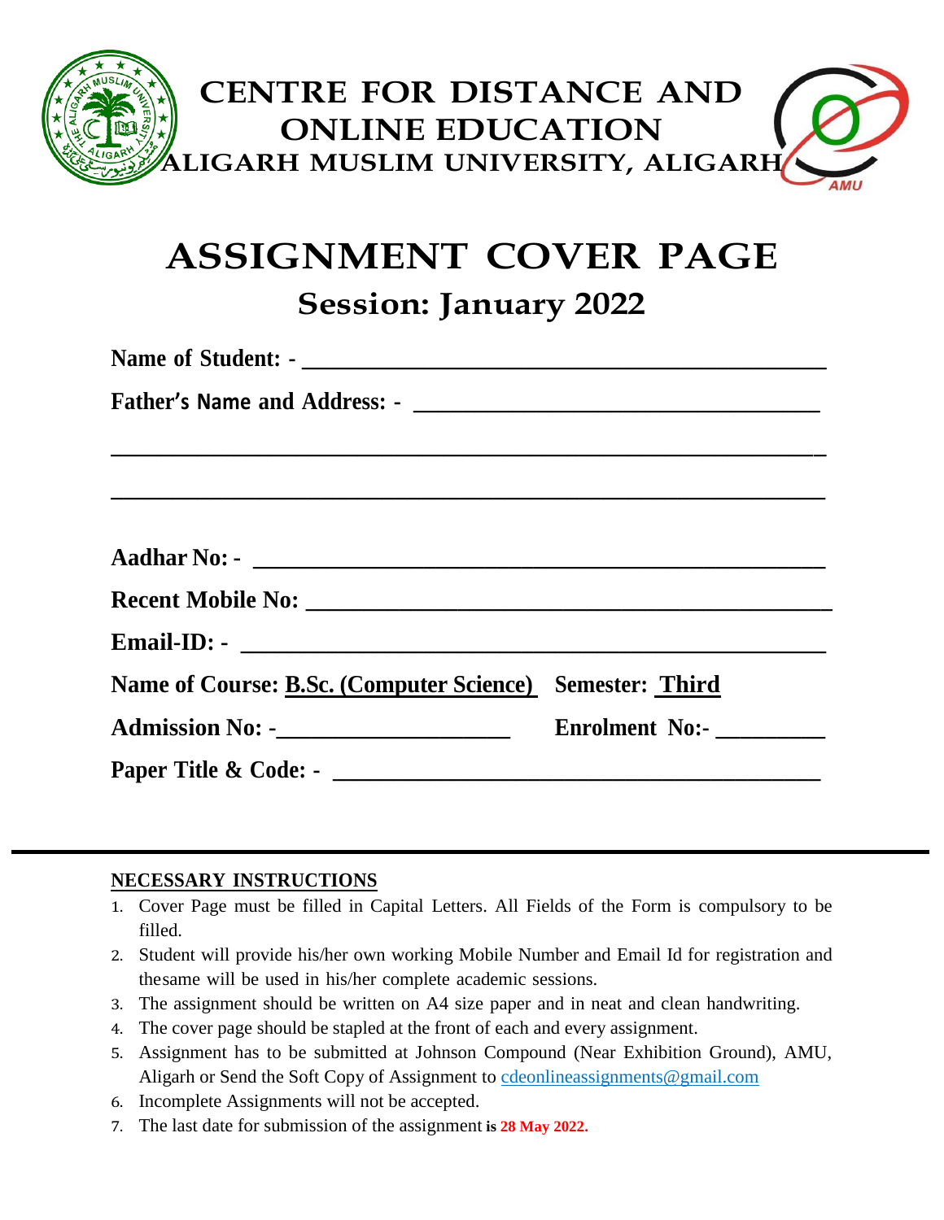# CENTRE FOR DISTANCE AND ONLINE EDUCATION
## ALIGARH MUSLIM UNIVERSITY, ALIGARH

# ASSIGNMENT COVER PAGE
## Session: January 2022

**Name of Student: -** ______________________________________________

**Father's Name and Address: -** ___________________________________

________________________________________________________________

________________________________________________________________

**Aadhar No: -** ___________________________________________________

**Recent Mobile No:** ______________________________________________

**Email-ID: -** ____________________________________________________

**Name of Course: B.Sc. (Computer Science)** **Semester: Third**

**Admission No: -**_____________________ **Enrolment No:-** __________

**Paper Title & Code: -** __________________________________________

---

**NECESSARY INSTRUCTIONS**

1. Cover Page must be filled in Capital Letters. All Fields of the Form is compulsory to be filled.
2. Student will provide his/her own working Mobile Number and Email Id for registration and thesame will be used in his/her complete academic sessions.
3. The assignment should be written on A4 size paper and in neat and clean handwriting.
4. The cover page should be stapled at the front of each and every assignment.
5. Assignment has to be submitted at Johnson Compound (Near Exhibition Ground), AMU, Aligarh or Send the Soft Copy of Assignment to cdeonlineassignments@gmail.com
6. Incomplete Assignments will not be accepted.
7. The last date for submission of the assignment **is 28 May 2022.**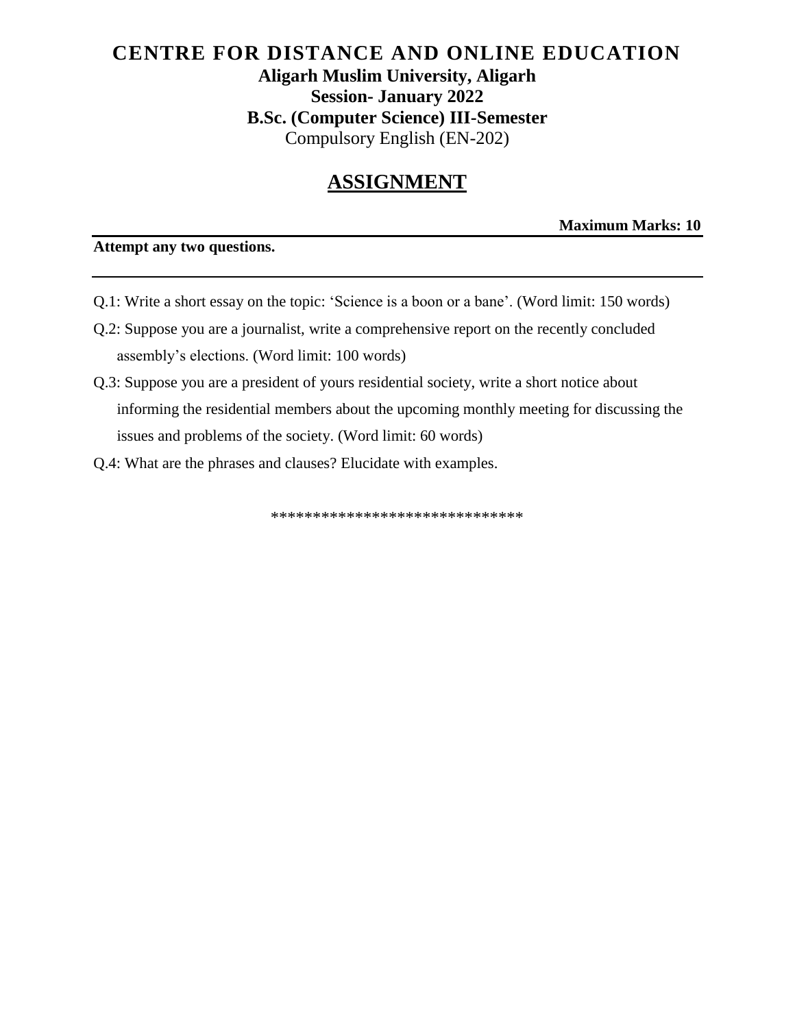# CENTRE FOR DISTANCE AND ONLINE EDUCATION

**Aligarh Muslim University, Aligarh**

**Session- January 2022**

**B.Sc. (Computer Science) III-Semester**

Compulsory English (EN-202)

## ASSIGNMENT

**Maximum Marks: 10**

**Attempt any two questions.**

---

Q.1: Write a short essay on the topic: 'Science is a boon or a bane'. (Word limit: 150 words)

Q.2: Suppose you are a journalist, write a comprehensive report on the recently concluded assembly's elections. (Word limit: 100 words)

Q.3: Suppose you are a president of yours residential society, write a short notice about informing the residential members about the upcoming monthly meeting for discussing the issues and problems of the society. (Word limit: 60 words)

Q.4: What are the phrases and clauses? Elucidate with examples.

******************************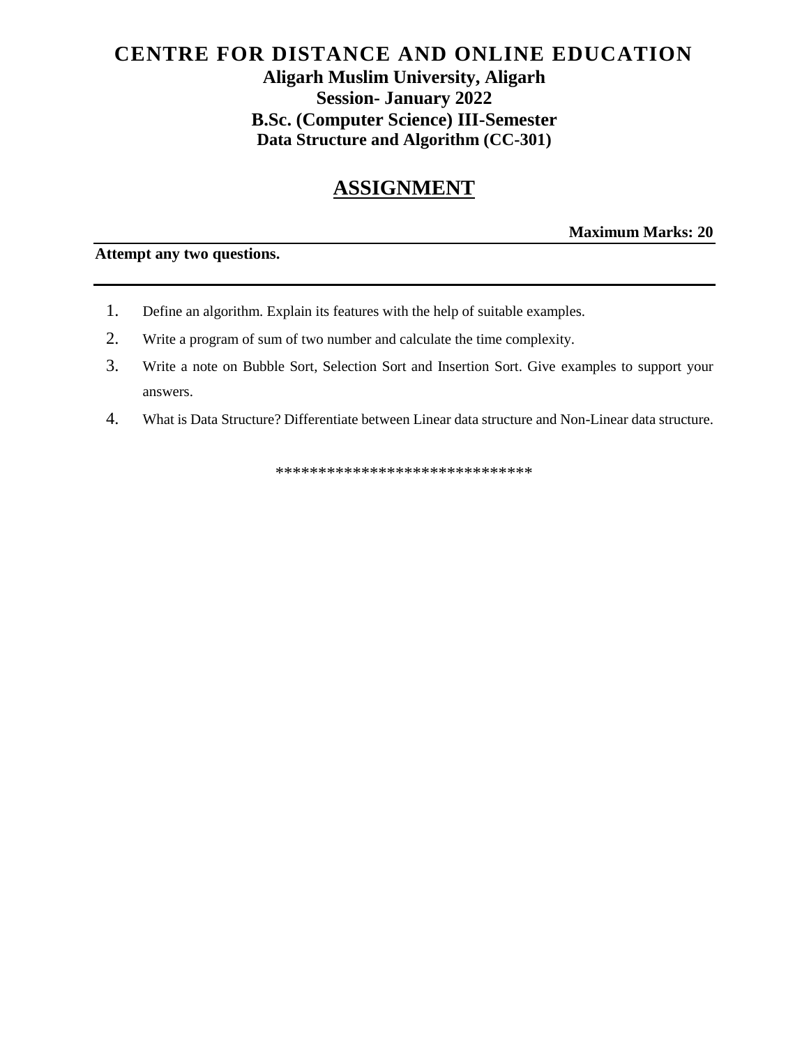# CENTRE FOR DISTANCE AND ONLINE EDUCATION

**Aligarh Muslim University, Aligarh**

**Session- January 2022**

**B.Sc. (Computer Science) III-Semester**

**Data Structure and Algorithm (CC-301)**

## ASSIGNMENT

**Maximum Marks: 20**

**Attempt any two questions.**

1. Define an algorithm. Explain its features with the help of suitable examples.
2. Write a program of sum of two number and calculate the time complexity.
3. Write a note on Bubble Sort, Selection Sort and Insertion Sort. Give examples to support your answers.
4. What is Data Structure? Differentiate between Linear data structure and Non-Linear data structure.

*****************************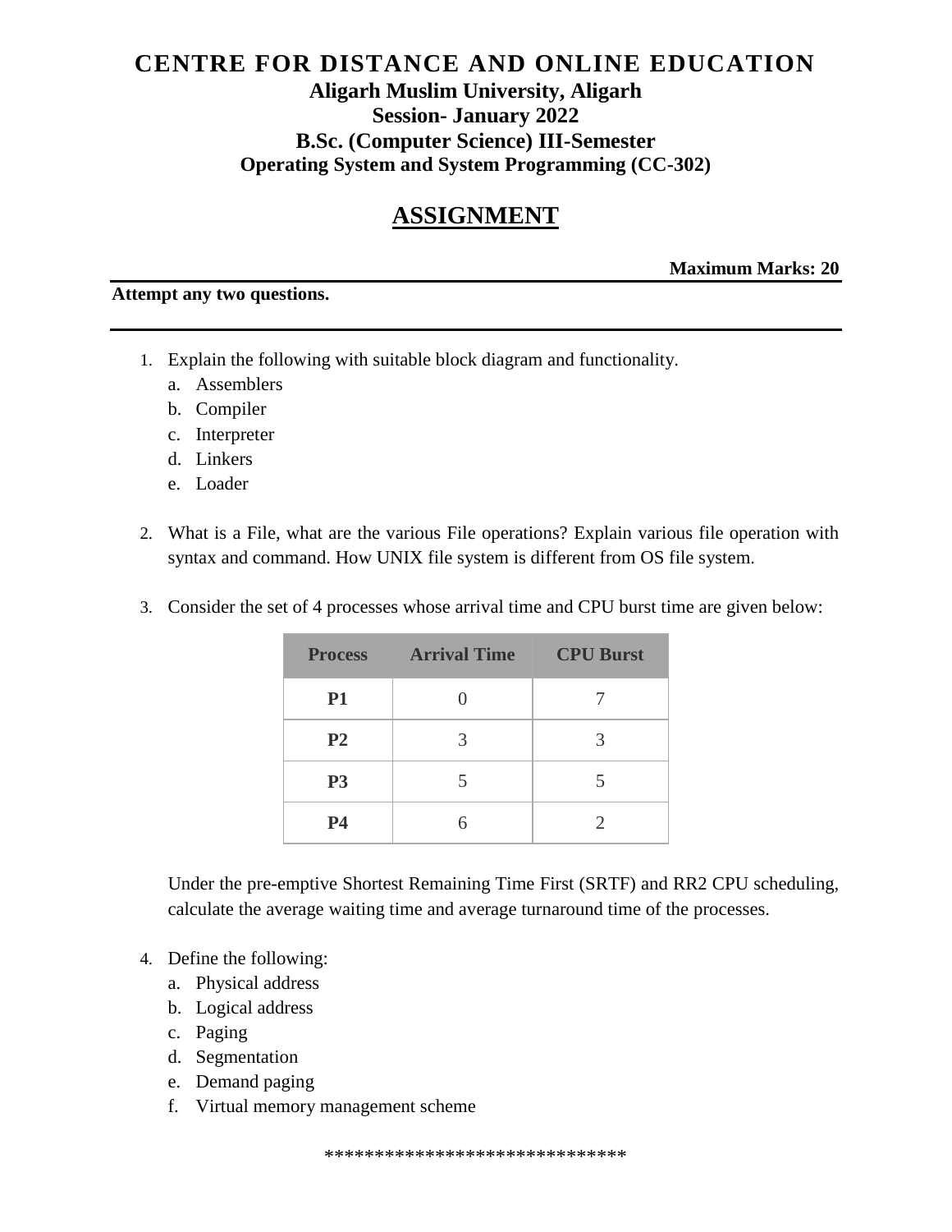# CENTRE FOR DISTANCE AND ONLINE EDUCATION

## Aligarh Muslim University, Aligarh

## Session- January 2022

## B.Sc. (Computer Science) III-Semester

### Operating System and System Programming (CC-302)

## ASSIGNMENT

**Maximum Marks: 20**

**Attempt any two questions.**

1. Explain the following with suitable block diagram and functionality.
   a. Assemblers
   b. Compiler
   c. Interpreter
   d. Linkers
   e. Loader

2. What is a File, what are the various File operations? Explain various file operation with syntax and command. How UNIX file system is different from OS file system.

3. Consider the set of 4 processes whose arrival time and CPU burst time are given below:

| Process | Arrival Time | CPU Burst |
|---|---|---|
| **P1** | 0 | 7 |
| **P2** | 3 | 3 |
| **P3** | 5 | 5 |
| **P4** | 6 | 2 |

   Under the pre-emptive Shortest Remaining Time First (SRTF) and RR2 CPU scheduling, calculate the average waiting time and average turnaround time of the processes.

4. Define the following:
   a. Physical address
   b. Logical address
   c. Paging
   d. Segmentation
   e. Demand paging
   f. Virtual memory management scheme

******************************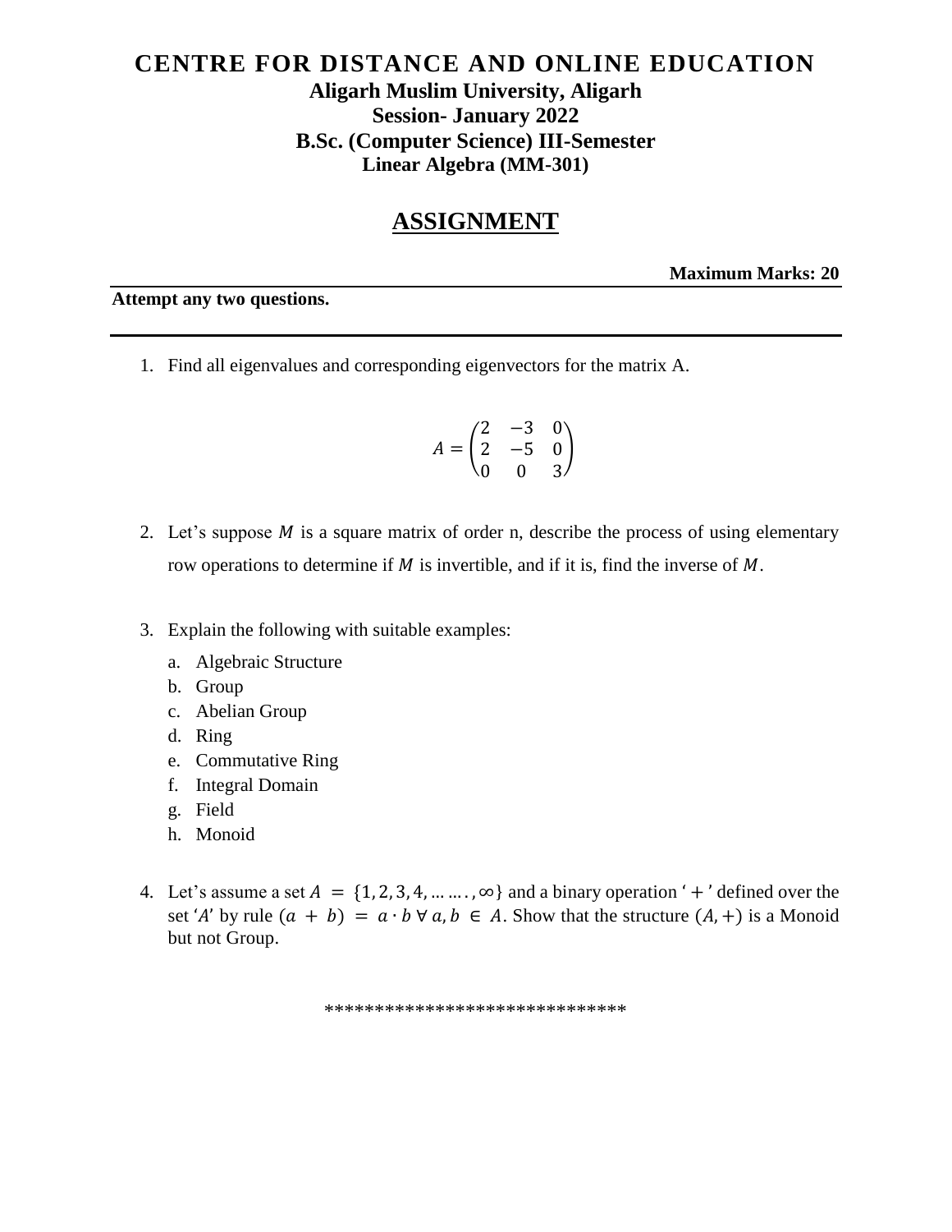# CENTRE FOR DISTANCE AND ONLINE EDUCATION

## Aligarh Muslim University, Aligarh

## Session- January 2022

## B.Sc. (Computer Science) III-Semester

## Linear Algebra (MM-301)

## ASSIGNMENT

**Maximum Marks: 20**

**Attempt any two questions.**

1. Find all eigenvalues and corresponding eigenvectors for the matrix A.

$$A = \begin{pmatrix} 2 & -3 & 0 \\ 2 & -5 & 0 \\ 0 & 0 & 3 \end{pmatrix}$$

2. Let's suppose $M$ is a square matrix of order n, describe the process of using elementary row operations to determine if $M$ is invertible, and if it is, find the inverse of $M$.

3. Explain the following with suitable examples:
   a. Algebraic Structure
   b. Group
   c. Abelian Group
   d. Ring
   e. Commutative Ring
   f. Integral Domain
   g. Field
   h. Monoid

4. Let's assume a set $A = \{1, 2, 3, 4, \dots\dots, \infty\}$ and a binary operation '$+$' defined over the set '$A$' by rule $(a + b) = a \cdot b \; \forall \, a, b \in A$. Show that the structure $(A, +)$ is a Monoid but not Group.

*****************************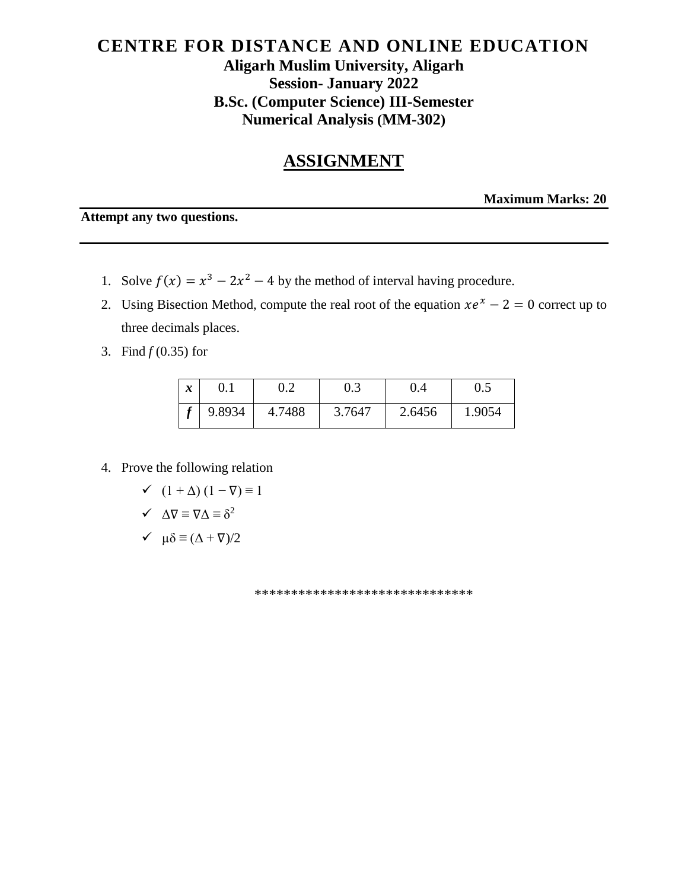# CENTRE FOR DISTANCE AND ONLINE EDUCATION

**Aligarh Muslim University, Aligarh**

**Session- January 2022**

**B.Sc. (Computer Science) III-Semester**

**Numerical Analysis (MM-302)**

## ASSIGNMENT

**Maximum Marks: 20**

**Attempt any two questions.**

---

1. Solve $f(x) = x^3 - 2x^2 - 4$ by the method of interval having procedure.
2. Using Bisection Method, compute the real root of the equation $xe^x - 2 = 0$ correct up to three decimals places.
3. Find *f* (0.35) for

| ***x*** | 0.1 | 0.2 | 0.3 | 0.4 | 0.5 |
|---|---|---|---|---|---|
| ***f*** | 9.8934 | 4.7488 | 3.7647 | 2.6456 | 1.9054 |

4. Prove the following relation
   - ✓ $(1 + \Delta)(1 - \nabla) \equiv 1$
   - ✓ $\Delta\nabla \equiv \nabla\Delta \equiv \delta^2$
   - ✓ $\mu\delta \equiv (\Delta + \nabla)/2$

*****************************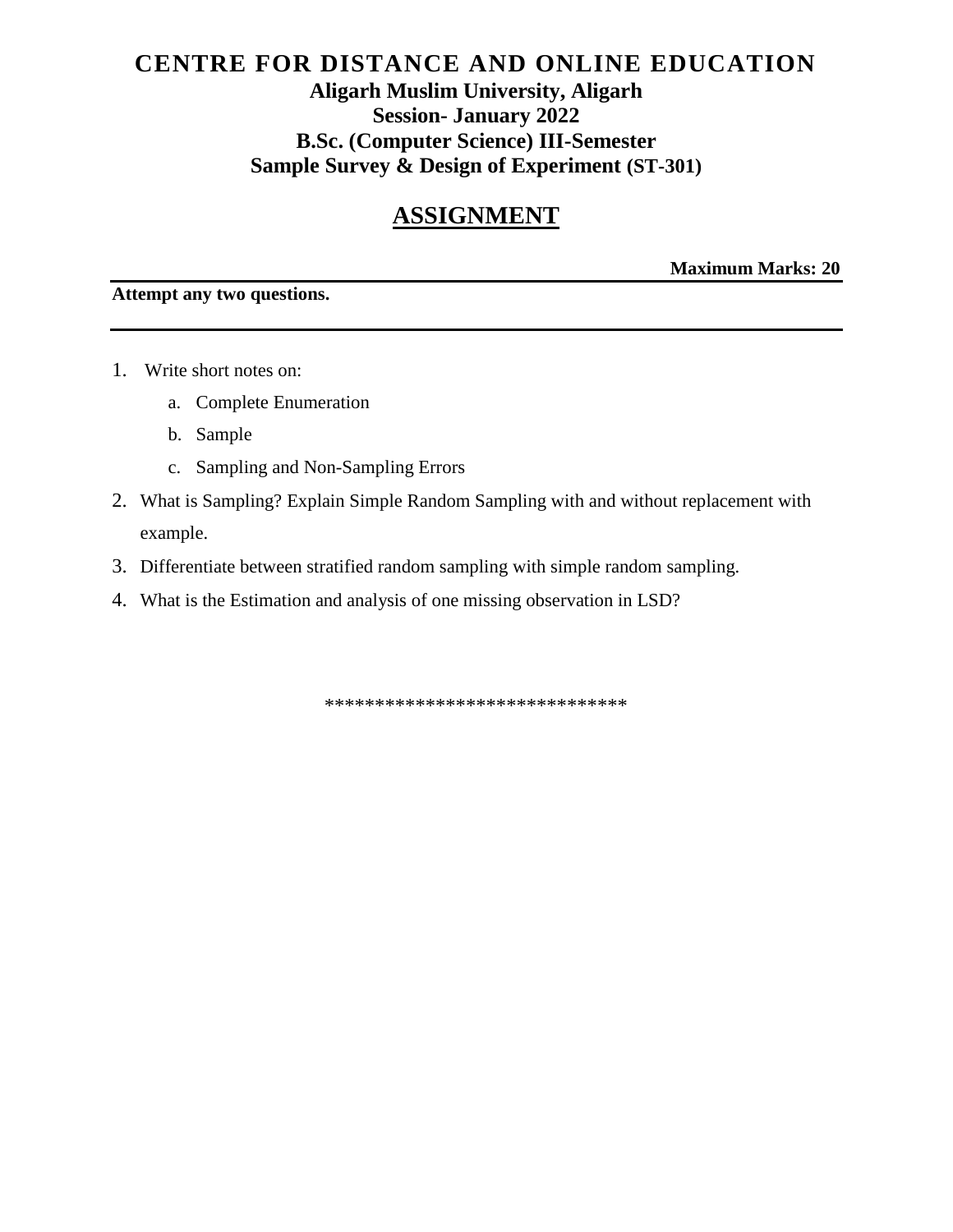# CENTRE FOR DISTANCE AND ONLINE EDUCATION

**Aligarh Muslim University, Aligarh**

**Session- January 2022**

**B.Sc. (Computer Science) III-Semester**

**Sample Survey & Design of Experiment (ST-301)**

## ASSIGNMENT

**Maximum Marks: 20**

**Attempt any two questions.**

---

1. Write short notes on:
   a. Complete Enumeration
   b. Sample
   c. Sampling and Non-Sampling Errors
2. What is Sampling? Explain Simple Random Sampling with and without replacement with example.
3. Differentiate between stratified random sampling with simple random sampling.
4. What is the Estimation and analysis of one missing observation in LSD?

*****************************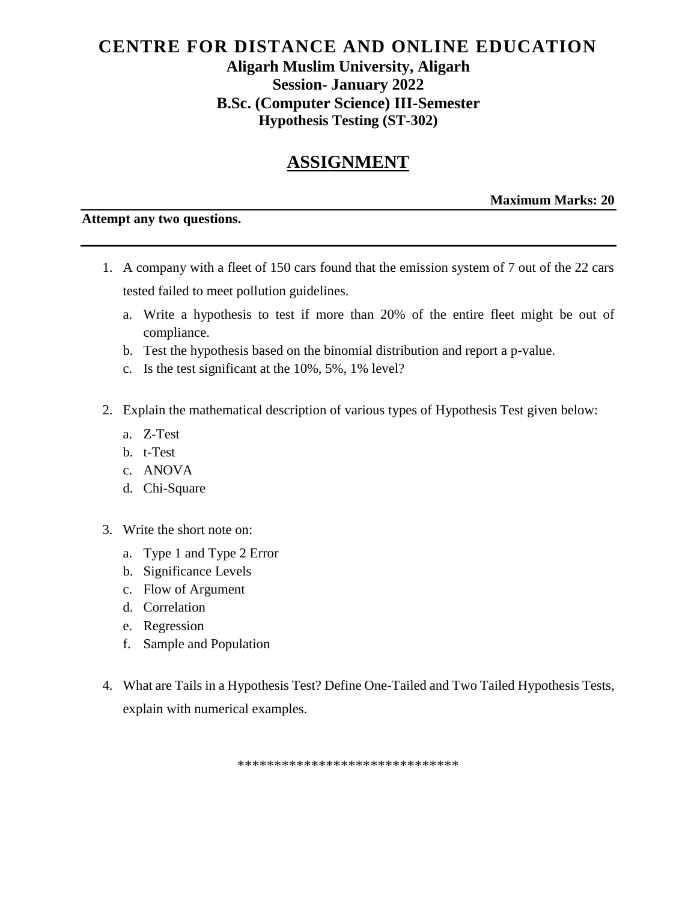# CENTRE FOR DISTANCE AND ONLINE EDUCATION

**Aligarh Muslim University, Aligarh**

**Session- January 2022**

**B.Sc. (Computer Science) III-Semester**

**Hypothesis Testing (ST-302)**

## ASSIGNMENT

**Maximum Marks: 20**

**Attempt any two questions.**

---

1. A company with a fleet of 150 cars found that the emission system of 7 out of the 22 cars tested failed to meet pollution guidelines.
   a. Write a hypothesis to test if more than 20% of the entire fleet might be out of compliance.
   b. Test the hypothesis based on the binomial distribution and report a p-value.
   c. Is the test significant at the 10%, 5%, 1% level?

2. Explain the mathematical description of various types of Hypothesis Test given below:
   a. Z-Test
   b. t-Test
   c. ANOVA
   d. Chi-Square

3. Write the short note on:
   a. Type 1 and Type 2 Error
   b. Significance Levels
   c. Flow of Argument
   d. Correlation
   e. Regression
   f. Sample and Population

4. What are Tails in a Hypothesis Test? Define One-Tailed and Two Tailed Hypothesis Tests, explain with numerical examples.

******************************